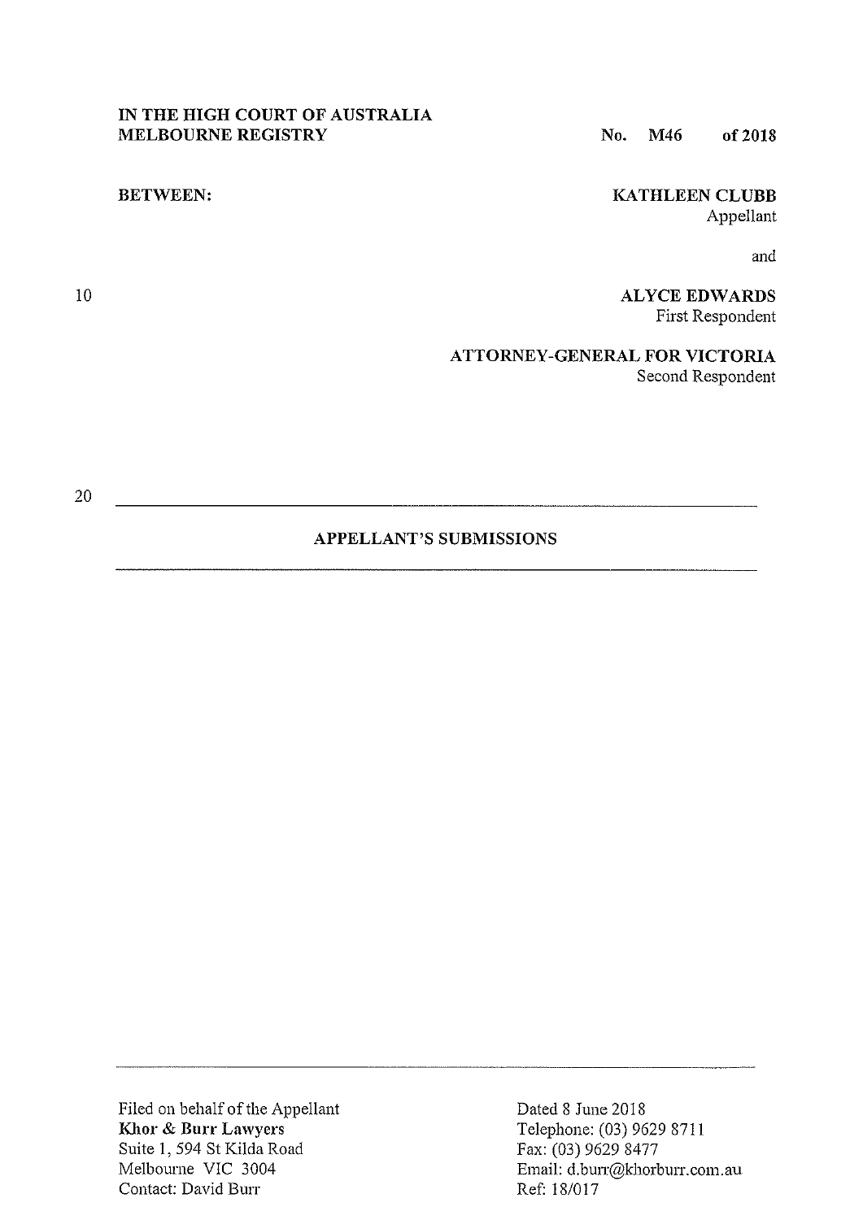**IN THE HIGH COURT OF AUSTRALIA**
**MELBOURNE REGISTRY**

**No. M46 of 2018**

**BETWEEN:**

**KATHLEEN CLUBB**
Appellant

and

**ALYCE EDWARDS**
First Respondent

**ATTORNEY-GENERAL FOR VICTORIA**
Second Respondent

---

**APPELLANT'S SUBMISSIONS**

---

Filed on behalf of the Appellant
**Khor & Burr Lawyers**
Suite 1, 594 St Kilda Road
Melbourne VIC 3004
Contact: David Burr

Dated 8 June 2018
Telephone: (03) 9629 8711
Fax: (03) 9629 8477
Email: d.burr@khorburr.com.au
Ref: 18/017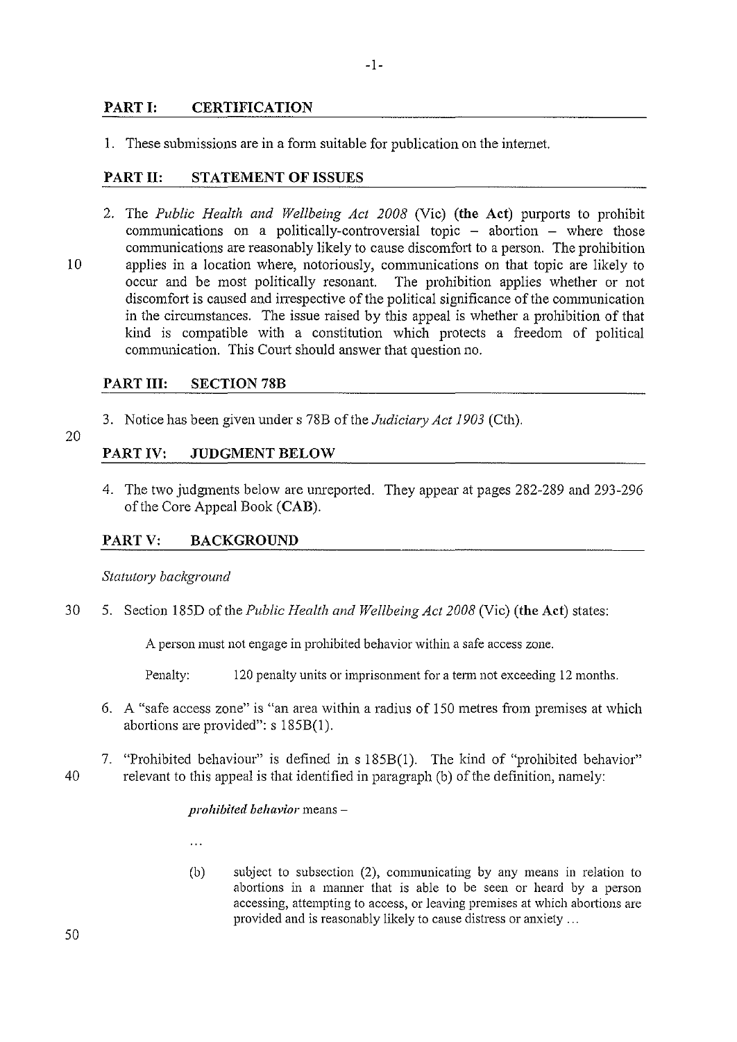## PART I: CERTIFICATION

1. These submissions are in a form suitable for publication on the internet.

## PART II: STATEMENT OF ISSUES

2. The *Public Health and Wellbeing Act 2008* (Vic) **(the Act)** purports to prohibit communications on a politically-controversial topic – abortion – where those communications are reasonably likely to cause discomfort to a person. The prohibition applies in a location where, notoriously, communications on that topic are likely to occur and be most politically resonant. The prohibition applies whether or not discomfort is caused and irrespective of the political significance of the communication in the circumstances. The issue raised by this appeal is whether a prohibition of that kind is compatible with a constitution which protects a freedom of political communication. This Court should answer that question no.

## PART III: SECTION 78B

3. Notice has been given under s 78B of the *Judiciary Act 1903* (Cth).

## PART IV: JUDGMENT BELOW

4. The two judgments below are unreported. They appear at pages 282-289 and 293-296 of the Core Appeal Book **(CAB)**.

## PART V: BACKGROUND

*Statutory background*

5. Section 185D of the *Public Health and Wellbeing Act 2008* (Vic) **(the Act)** states:

   > A person must not engage in prohibited behavior within a safe access zone.
   >
   > Penalty: 120 penalty units or imprisonment for a term not exceeding 12 months.

6. A "safe access zone" is "an area within a radius of 150 metres from premises at which abortions are provided": s 185B(1).

7. "Prohibited behaviour" is defined in s 185B(1). The kind of "prohibited behavior" relevant to this appeal is that identified in paragraph (b) of the definition, namely:

   > *prohibited behavior* means –
   >
   > ...
   >
   > (b) subject to subsection (2), communicating by any means in relation to abortions in a manner that is able to be seen or heard by a person accessing, attempting to access, or leaving premises at which abortions are provided and is reasonably likely to cause distress or anxiety ...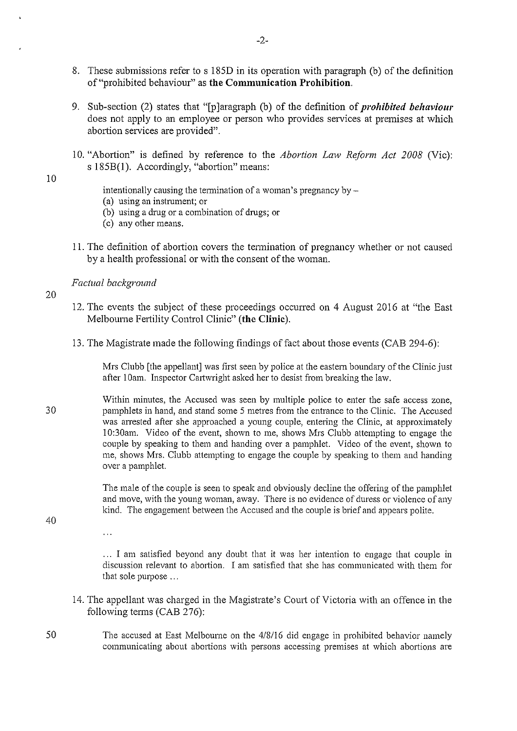8. These submissions refer to s 185D in its operation with paragraph (b) of the definition of "prohibited behaviour" as **the Communication Prohibition**.

9. Sub-section (2) states that "[p]aragraph (b) of the definition of ***prohibited behaviour*** does not apply to an employee or person who provides services at premises at which abortion services are provided".

10. "Abortion" is defined by reference to the *Abortion Law Reform Act 2008* (Vic): s 185B(1). Accordingly, "abortion" means:

> intentionally causing the termination of a woman's pregnancy by –
> (a) using an instrument; or
> (b) using a drug or a combination of drugs; or
> (c) any other means.

11. The definition of abortion covers the termination of pregnancy whether or not caused by a health professional or with the consent of the woman.

*Factual background*

12. The events the subject of these proceedings occurred on 4 August 2016 at "the East Melbourne Fertility Control Clinic" (**the Clinic**).

13. The Magistrate made the following findings of fact about those events (CAB 294-6):

> Mrs Clubb [the appellant] was first seen by police at the eastern boundary of the Clinic just after 10am. Inspector Cartwright asked her to desist from breaking the law.
>
> Within minutes, the Accused was seen by multiple police to enter the safe access zone, pamphlets in hand, and stand some 5 metres from the entrance to the Clinic. The Accused was arrested after she approached a young couple, entering the Clinic, at approximately 10:30am. Video of the event, shown to me, shows Mrs Clubb attempting to engage the couple by speaking to them and handing over a pamphlet. Video of the event, shown to me, shows Mrs. Clubb attempting to engage the couple by speaking to them and handing over a pamphlet.
>
> The male of the couple is seen to speak and obviously decline the offering of the pamphlet and move, with the young woman, away. There is no evidence of duress or violence of any kind. The engagement between the Accused and the couple is brief and appears polite.
>
> ...
>
> ... I am satisfied beyond any doubt that it was her intention to engage that couple in discussion relevant to abortion. I am satisfied that she has communicated with them for that sole purpose ...

14. The appellant was charged in the Magistrate's Court of Victoria with an offence in the following terms (CAB 276):

> The accused at East Melbourne on the 4/8/16 did engage in prohibited behavior namely communicating about abortions with persons accessing premises at which abortions are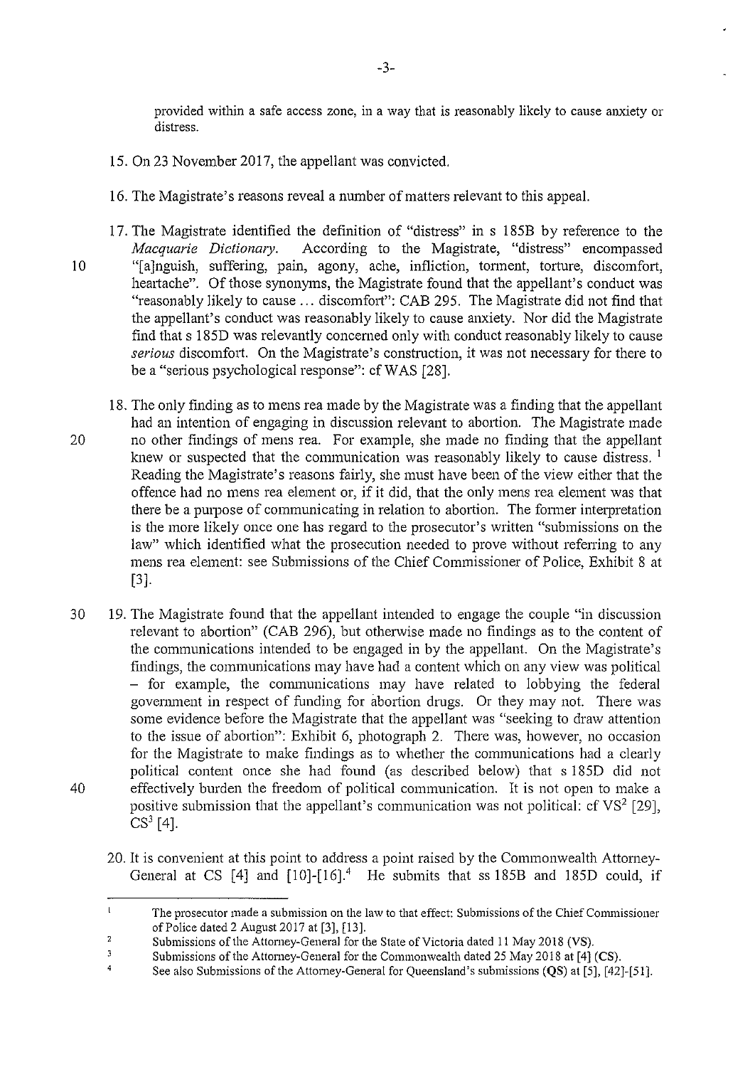provided within a safe access zone, in a way that is reasonably likely to cause anxiety or distress.

15. On 23 November 2017, the appellant was convicted.

16. The Magistrate's reasons reveal a number of matters relevant to this appeal.

17. The Magistrate identified the definition of "distress" in s 185B by reference to the *Macquarie Dictionary*. According to the Magistrate, "distress" encompassed "[a]nguish, suffering, pain, agony, ache, infliction, torment, torture, discomfort, heartache". Of those synonyms, the Magistrate found that the appellant's conduct was "reasonably likely to cause ... discomfort": CAB 295. The Magistrate did not find that the appellant's conduct was reasonably likely to cause anxiety. Nor did the Magistrate find that s 185D was relevantly concerned only with conduct reasonably likely to cause *serious* discomfort. On the Magistrate's construction, it was not necessary for there to be a "serious psychological response": cf WAS [28].

18. The only finding as to mens rea made by the Magistrate was a finding that the appellant had an intention of engaging in discussion relevant to abortion. The Magistrate made no other findings of mens rea. For example, she made no finding that the appellant knew or suspected that the communication was reasonably likely to cause distress. [1] Reading the Magistrate's reasons fairly, she must have been of the view either that the offence had no mens rea element or, if it did, that the only mens rea element was that there be a purpose of communicating in relation to abortion. The former interpretation is the more likely once one has regard to the prosecutor's written "submissions on the law" which identified what the prosecution needed to prove without referring to any mens rea element: see Submissions of the Chief Commissioner of Police, Exhibit 8 at [3].

19. The Magistrate found that the appellant intended to engage the couple "in discussion relevant to abortion" (CAB 296), but otherwise made no findings as to the content of the communications intended to be engaged in by the appellant. On the Magistrate's findings, the communications may have had a content which on any view was political – for example, the communications may have related to lobbying the federal government in respect of funding for abortion drugs. Or they may not. There was some evidence before the Magistrate that the appellant was "seeking to draw attention to the issue of abortion": Exhibit 6, photograph 2. There was, however, no occasion for the Magistrate to make findings as to whether the communications had a clearly political content once she had found (as described below) that s 185D did not effectively burden the freedom of political communication. It is not open to make a positive submission that the appellant's communication was not political: cf VS[2] [29], CS[3] [4].

20. It is convenient at this point to address a point raised by the Commonwealth Attorney-General at CS [4] and [10]-[16].[4] He submits that ss 185B and 185D could, if

---

[1] The prosecutor made a submission on the law to that effect: Submissions of the Chief Commissioner of Police dated 2 August 2017 at [3], [13].

[2] Submissions of the Attorney-General for the State of Victoria dated 11 May 2018 (VS).

[3] Submissions of the Attorney-General for the Commonwealth dated 25 May 2018 at [4] (CS).

[4] See also Submissions of the Attorney-General for Queensland's submissions (QS) at [5], [42]-[51].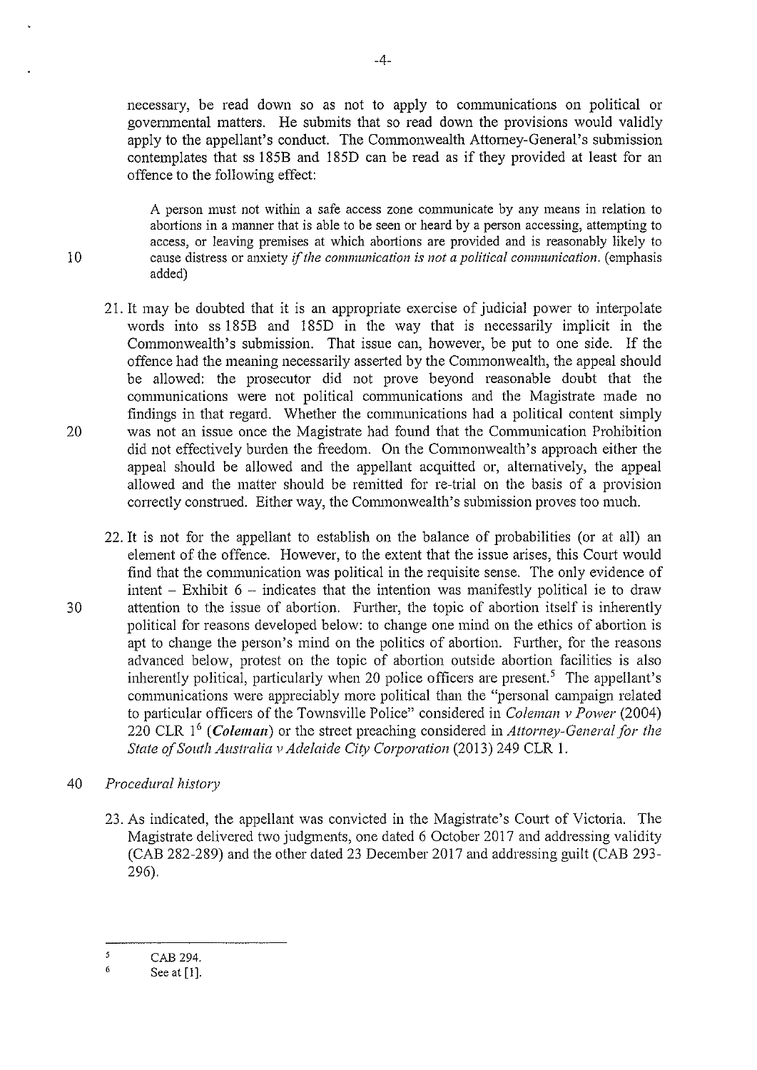necessary, be read down so as not to apply to communications on political or governmental matters. He submits that so read down the provisions would validly apply to the appellant's conduct. The Commonwealth Attorney-General's submission contemplates that ss 185B and 185D can be read as if they provided at least for an offence to the following effect:

> A person must not within a safe access zone communicate by any means in relation to abortions in a manner that is able to be seen or heard by a person accessing, attempting to access, or leaving premises at which abortions are provided and is reasonably likely to cause distress or anxiety *if the communication is not a political communication.* (emphasis added)

21. It may be doubted that it is an appropriate exercise of judicial power to interpolate words into ss 185B and 185D in the way that is necessarily implicit in the Commonwealth's submission. That issue can, however, be put to one side. If the offence had the meaning necessarily asserted by the Commonwealth, the appeal should be allowed: the prosecutor did not prove beyond reasonable doubt that the communications were not political communications and the Magistrate made no findings in that regard. Whether the communications had a political content simply was not an issue once the Magistrate had found that the Communication Prohibition did not effectively burden the freedom. On the Commonwealth's approach either the appeal should be allowed and the appellant acquitted or, alternatively, the appeal allowed and the matter should be remitted for re-trial on the basis of a provision correctly construed. Either way, the Commonwealth's submission proves too much.

22. It is not for the appellant to establish on the balance of probabilities (or at all) an element of the offence. However, to the extent that the issue arises, this Court would find that the communication was political in the requisite sense. The only evidence of intent – Exhibit 6 – indicates that the intention was manifestly political ie to draw attention to the issue of abortion. Further, the topic of abortion itself is inherently political for reasons developed below: to change one mind on the ethics of abortion is apt to change the person's mind on the politics of abortion. Further, for the reasons advanced below, protest on the topic of abortion outside abortion facilities is also inherently political, particularly when 20 police officers are present.[5] The appellant's communications were appreciably more political than the "personal campaign related to particular officers of the Townsville Police" considered in *Coleman v Power* (2004) 220 CLR 1[6] (***Coleman***) or the street preaching considered in *Attorney-General for the State of South Australia v Adelaide City Corporation* (2013) 249 CLR 1.

*Procedural history*

23. As indicated, the appellant was convicted in the Magistrate's Court of Victoria. The Magistrate delivered two judgments, one dated 6 October 2017 and addressing validity (CAB 282-289) and the other dated 23 December 2017 and addressing guilt (CAB 293-296).

---

[5] CAB 294.

[6] See at [1].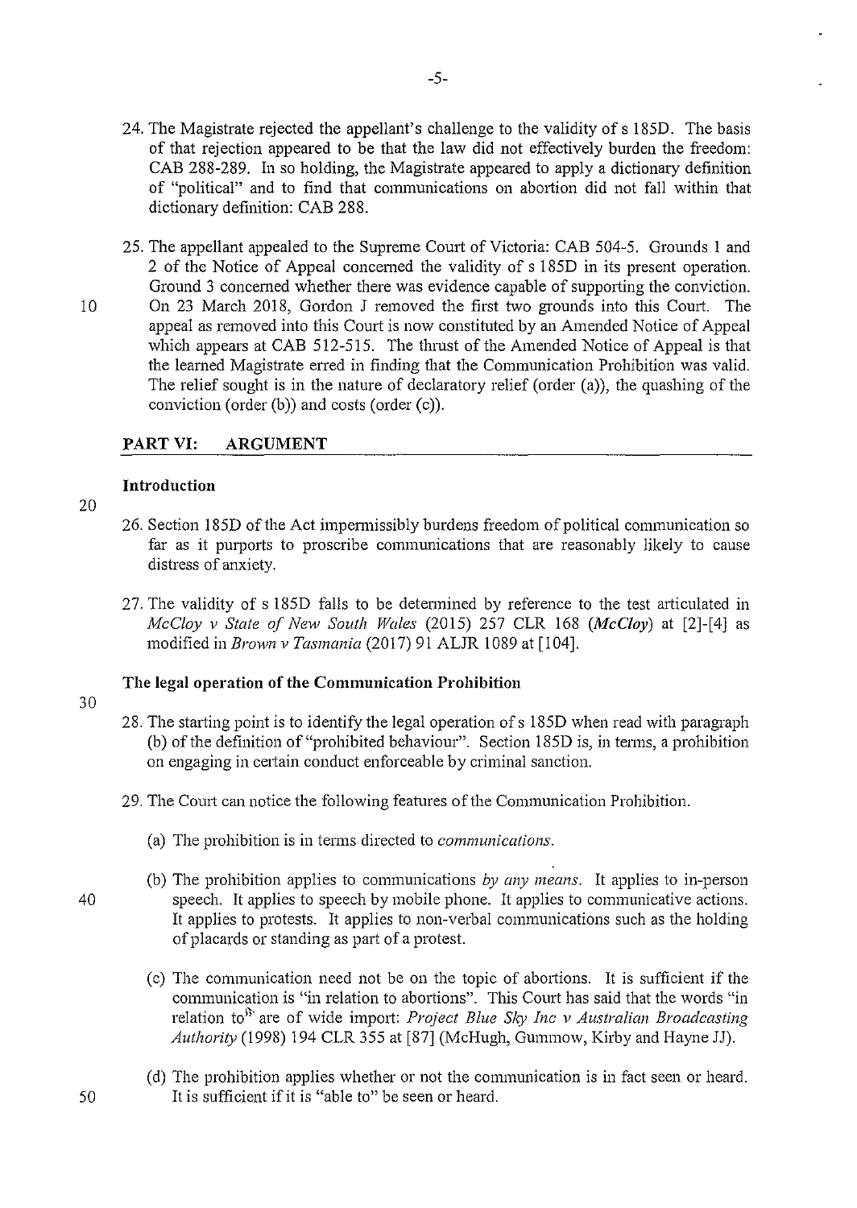24. The Magistrate rejected the appellant's challenge to the validity of s 185D. The basis of that rejection appeared to be that the law did not effectively burden the freedom: CAB 288-289. In so holding, the Magistrate appeared to apply a dictionary definition of "political" and to find that communications on abortion did not fall within that dictionary definition: CAB 288.

25. The appellant appealed to the Supreme Court of Victoria: CAB 504-5. Grounds 1 and 2 of the Notice of Appeal concerned the validity of s 185D in its present operation. Ground 3 concerned whether there was evidence capable of supporting the conviction. On 23 March 2018, Gordon J removed the first two grounds into this Court. The appeal as removed into this Court is now constituted by an Amended Notice of Appeal which appears at CAB 512-515. The thrust of the Amended Notice of Appeal is that the learned Magistrate erred in finding that the Communication Prohibition was valid. The relief sought is in the nature of declaratory relief (order (a)), the quashing of the conviction (order (b)) and costs (order (c)).

## PART VI: ARGUMENT

### Introduction

26. Section 185D of the Act impermissibly burdens freedom of political communication so far as it purports to proscribe communications that are reasonably likely to cause distress of anxiety.

27. The validity of s 185D falls to be determined by reference to the test articulated in *McCloy v State of New South Wales* (2015) 257 CLR 168 (***McCloy***) at [2]-[4] as modified in *Brown v Tasmania* (2017) 91 ALJR 1089 at [104].

### The legal operation of the Communication Prohibition

28. The starting point is to identify the legal operation of s 185D when read with paragraph (b) of the definition of "prohibited behaviour". Section 185D is, in terms, a prohibition on engaging in certain conduct enforceable by criminal sanction.

29. The Court can notice the following features of the Communication Prohibition.

    (a) The prohibition is in terms directed to *communications*.

    (b) The prohibition applies to communications *by any means*. It applies to in-person speech. It applies to speech by mobile phone. It applies to communicative actions. It applies to protests. It applies to non-verbal communications such as the holding of placards or standing as part of a protest.

    (c) The communication need not be on the topic of abortions. It is sufficient if the communication is "in relation to abortions". This Court has said that the words "in relation to" are of wide import: *Project Blue Sky Inc v Australian Broadcasting Authority* (1998) 194 CLR 355 at [87] (McHugh, Gummow, Kirby and Hayne JJ).

    (d) The prohibition applies whether or not the communication is in fact seen or heard. It is sufficient if it is "able to" be seen or heard.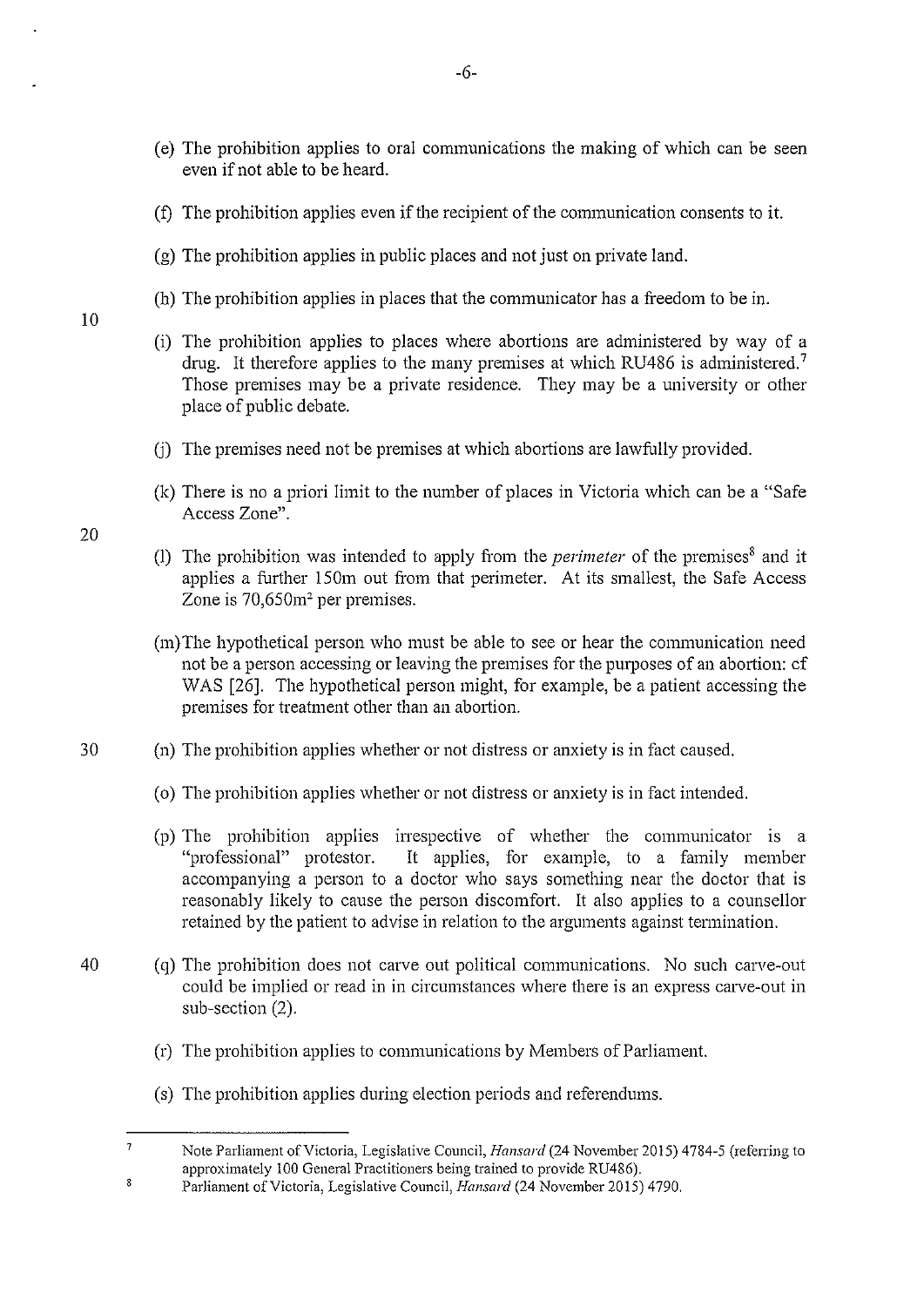(e) The prohibition applies to oral communications the making of which can be seen even if not able to be heard.

(f) The prohibition applies even if the recipient of the communication consents to it.

(g) The prohibition applies in public places and not just on private land.

(h) The prohibition applies in places that the communicator has a freedom to be in.

(i) The prohibition applies to places where abortions are administered by way of a drug. It therefore applies to the many premises at which RU486 is administered.[7] Those premises may be a private residence. They may be a university or other place of public debate.

(j) The premises need not be premises at which abortions are lawfully provided.

(k) There is no a priori limit to the number of places in Victoria which can be a "Safe Access Zone".

(l) The prohibition was intended to apply from the *perimeter* of the premises[8] and it applies a further 150m out from that perimeter. At its smallest, the Safe Access Zone is 70,650m$^2$ per premises.

(m) The hypothetical person who must be able to see or hear the communication need not be a person accessing or leaving the premises for the purposes of an abortion: cf WAS [26]. The hypothetical person might, for example, be a patient accessing the premises for treatment other than an abortion.

(n) The prohibition applies whether or not distress or anxiety is in fact caused.

(o) The prohibition applies whether or not distress or anxiety is in fact intended.

(p) The prohibition applies irrespective of whether the communicator is a "professional" protestor. It applies, for example, to a family member accompanying a person to a doctor who says something near the doctor that is reasonably likely to cause the person discomfort. It also applies to a counsellor retained by the patient to advise in relation to the arguments against termination.

(q) The prohibition does not carve out political communications. No such carve-out could be implied or read in in circumstances where there is an express carve-out in sub-section (2).

(r) The prohibition applies to communications by Members of Parliament.

(s) The prohibition applies during election periods and referendums.

---

[7] Note Parliament of Victoria, Legislative Council, *Hansard* (24 November 2015) 4784-5 (referring to approximately 100 General Practitioners being trained to provide RU486).

[8] Parliament of Victoria, Legislative Council, *Hansard* (24 November 2015) 4790.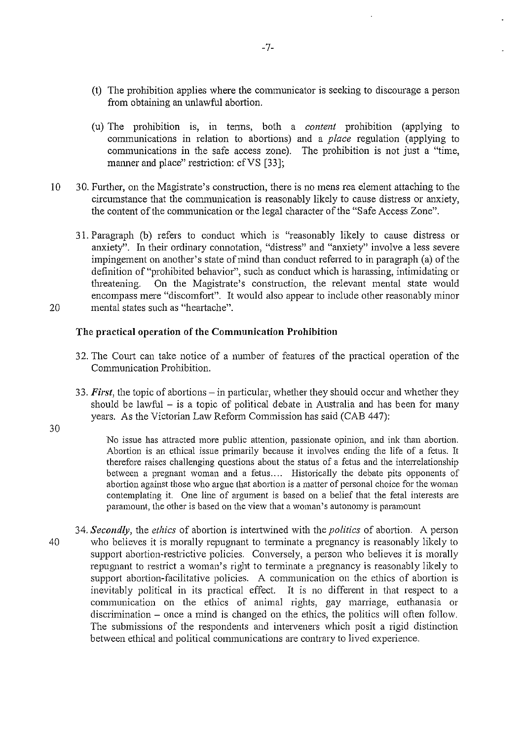(t) The prohibition applies where the communicator is seeking to discourage a person from obtaining an unlawful abortion.

(u) The prohibition is, in terms, both a *content* prohibition (applying to communications in relation to abortions) and a *place* regulation (applying to communications in the safe access zone). The prohibition is not just a "time, manner and place" restriction: cf VS [33];

30. Further, on the Magistrate's construction, there is no mens rea element attaching to the circumstance that the communication is reasonably likely to cause distress or anxiety, the content of the communication or the legal character of the "Safe Access Zone".

31. Paragraph (b) refers to conduct which is "reasonably likely to cause distress or anxiety". In their ordinary connotation, "distress" and "anxiety" involve a less severe impingement on another's state of mind than conduct referred to in paragraph (a) of the definition of "prohibited behavior", such as conduct which is harassing, intimidating or threatening. On the Magistrate's construction, the relevant mental state would encompass mere "discomfort". It would also appear to include other reasonably minor mental states such as "heartache".

### The practical operation of the Communication Prohibition

32. The Court can take notice of a number of features of the practical operation of the Communication Prohibition.

33. ***First***, the topic of abortions – in particular, whether they should occur and whether they should be lawful – is a topic of political debate in Australia and has been for many years. As the Victorian Law Reform Commission has said (CAB 447):

> No issue has attracted more public attention, passionate opinion, and ink than abortion. Abortion is an ethical issue primarily because it involves ending the life of a fetus. It therefore raises challenging questions about the status of a fetus and the interrelationship between a pregnant woman and a fetus.... Historically the debate pits opponents of abortion against those who argue that abortion is a matter of personal choice for the woman contemplating it. One line of argument is based on a belief that the fetal interests are paramount, the other is based on the view that a woman's autonomy is paramount

34. ***Secondly***, the *ethics* of abortion is intertwined with the *politics* of abortion. A person who believes it is morally repugnant to terminate a pregnancy is reasonably likely to support abortion-restrictive policies. Conversely, a person who believes it is morally repugnant to restrict a woman's right to terminate a pregnancy is reasonably likely to support abortion-facilitative policies. A communication on the ethics of abortion is inevitably political in its practical effect. It is no different in that respect to a communication on the ethics of animal rights, gay marriage, euthanasia or discrimination – once a mind is changed on the ethics, the politics will often follow. The submissions of the respondents and interveners which posit a rigid distinction between ethical and political communications are contrary to lived experience.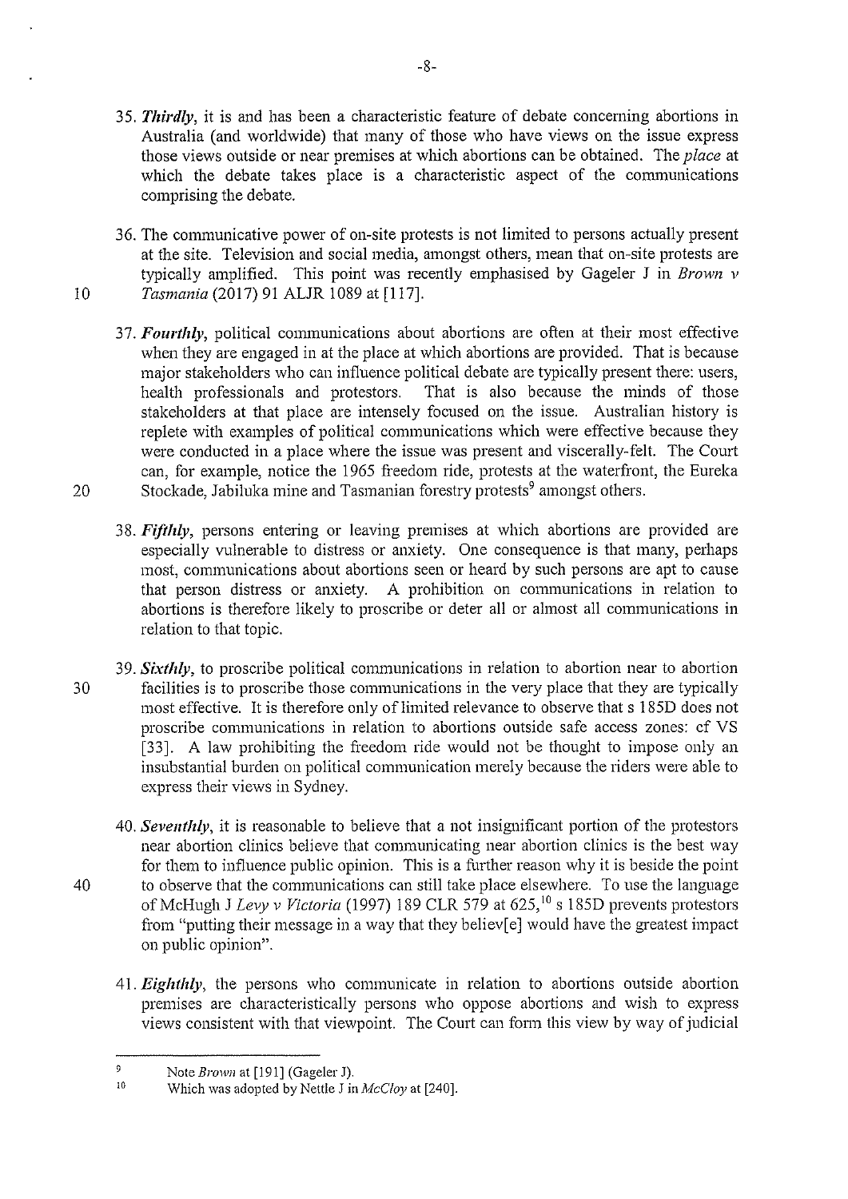35. ***Thirdly***, it is and has been a characteristic feature of debate concerning abortions in Australia (and worldwide) that many of those who have views on the issue express those views outside or near premises at which abortions can be obtained. The *place* at which the debate takes place is a characteristic aspect of the communications comprising the debate.

36. The communicative power of on-site protests is not limited to persons actually present at the site. Television and social media, amongst others, mean that on-site protests are typically amplified. This point was recently emphasised by Gageler J in *Brown v Tasmania* (2017) 91 ALJR 1089 at [117].

37. ***Fourthly***, political communications about abortions are often at their most effective when they are engaged in at the place at which abortions are provided. That is because major stakeholders who can influence political debate are typically present there: users, health professionals and protestors. That is also because the minds of those stakeholders at that place are intensely focused on the issue. Australian history is replete with examples of political communications which were effective because they were conducted in a place where the issue was present and viscerally-felt. The Court can, for example, notice the 1965 freedom ride, protests at the waterfront, the Eureka Stockade, Jabiluka mine and Tasmanian forestry protests[9] amongst others.

38. ***Fifthly***, persons entering or leaving premises at which abortions are provided are especially vulnerable to distress or anxiety. One consequence is that many, perhaps most, communications about abortions seen or heard by such persons are apt to cause that person distress or anxiety. A prohibition on communications in relation to abortions is therefore likely to proscribe or deter all or almost all communications in relation to that topic.

39. ***Sixthly***, to proscribe political communications in relation to abortion near to abortion facilities is to proscribe those communications in the very place that they are typically most effective. It is therefore only of limited relevance to observe that s 185D does not proscribe communications in relation to abortions outside safe access zones: cf VS [33]. A law prohibiting the freedom ride would not be thought to impose only an insubstantial burden on political communication merely because the riders were able to express their views in Sydney.

40. ***Seventhly***, it is reasonable to believe that a not insignificant portion of the protestors near abortion clinics believe that communicating near abortion clinics is the best way for them to influence public opinion. This is a further reason why it is beside the point to observe that the communications can still take place elsewhere. To use the language of McHugh J *Levy v Victoria* (1997) 189 CLR 579 at 625,[10] s 185D prevents protestors from "putting their message in a way that they believ[e] would have the greatest impact on public opinion".

41. ***Eighthly***, the persons who communicate in relation to abortions outside abortion premises are characteristically persons who oppose abortions and wish to express views consistent with that viewpoint. The Court can form this view by way of judicial

---

[9] Note *Brown* at [191] (Gageler J).

[10] Which was adopted by Nettle J in *McCloy* at [240].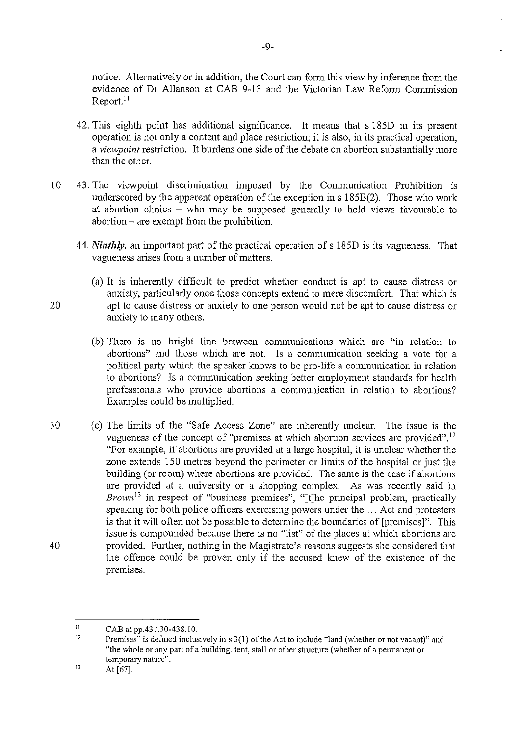notice. Alternatively or in addition, the Court can form this view by inference from the evidence of Dr Allanson at CAB 9-13 and the Victorian Law Reform Commission Report.[11]

42. This eighth point has additional significance. It means that s 185D in its present operation is not only a content and place restriction; it is also, in its practical operation, a *viewpoint* restriction. It burdens one side of the debate on abortion substantially more than the other.

43. The viewpoint discrimination imposed by the Communication Prohibition is underscored by the apparent operation of the exception in s 185B(2). Those who work at abortion clinics – who may be supposed generally to hold views favourable to abortion – are exempt from the prohibition.

44. *Ninthly*, an important part of the practical operation of s 185D is its vagueness. That vagueness arises from a number of matters.

    (a) It is inherently difficult to predict whether conduct is apt to cause distress or anxiety, particularly once those concepts extend to mere discomfort. That which is apt to cause distress or anxiety to one person would not be apt to cause distress or anxiety to many others.

    (b) There is no bright line between communications which are "in relation to abortions" and those which are not. Is a communication seeking a vote for a political party which the speaker knows to be pro-life a communication in relation to abortions? Is a communication seeking better employment standards for health professionals who provide abortions a communication in relation to abortions? Examples could be multiplied.

    (c) The limits of the "Safe Access Zone" are inherently unclear. The issue is the vagueness of the concept of "premises at which abortion services are provided".[12] "For example, if abortions are provided at a large hospital, it is unclear whether the zone extends 150 metres beyond the perimeter or limits of the hospital or just the building (or room) where abortions are provided. The same is the case if abortions are provided at a university or a shopping complex. As was recently said in *Brown*[13] in respect of "business premises", "[t]he principal problem, practically speaking for both police officers exercising powers under the ... Act and protesters is that it will often not be possible to determine the boundaries of [premises]". This issue is compounded because there is no "list" of the places at which abortions are provided. Further, nothing in the Magistrate's reasons suggests she considered that the offence could be proven only if the accused knew of the existence of the premises.

---

[11] CAB at pp.437.30-438.10.

[12] Premises" is defined inclusively in s 3(1) of the Act to include "land (whether or not vacant)" and "the whole or any part of a building, tent, stall or other structure (whether of a permanent or temporary nature".

[13] At [67].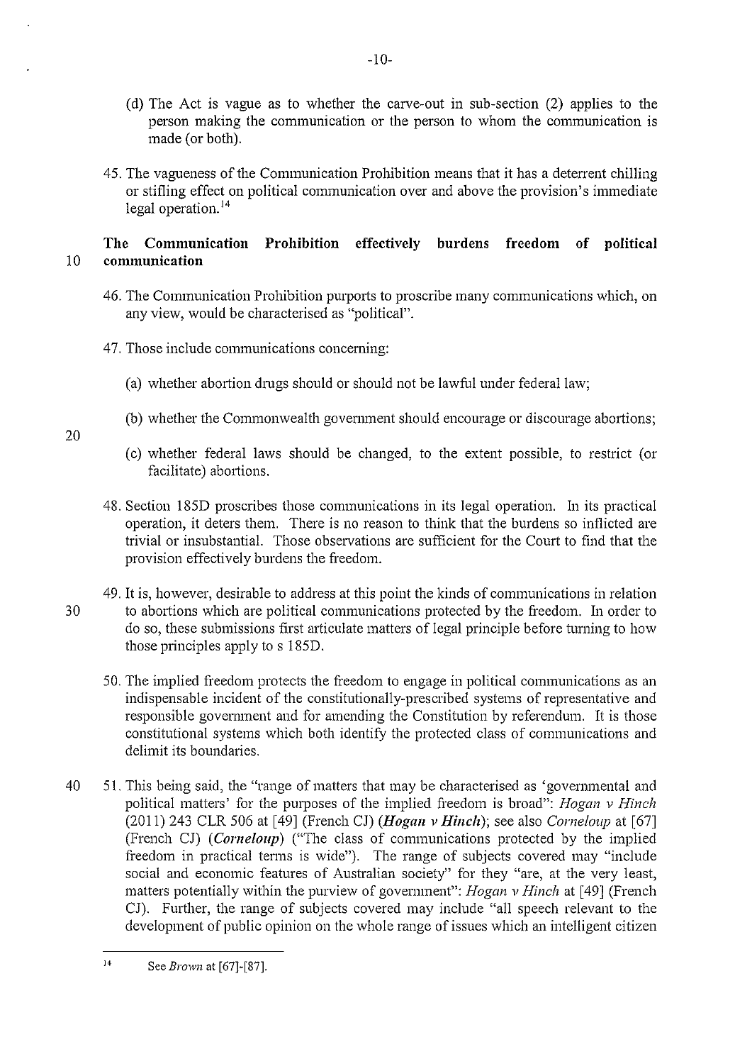(d) The Act is vague as to whether the carve-out in sub-section (2) applies to the person making the communication or the person to whom the communication is made (or both).

45. The vagueness of the Communication Prohibition means that it has a deterrent chilling or stifling effect on political communication over and above the provision's immediate legal operation.[14]

**The Communication Prohibition effectively burdens freedom of political communication**

46. The Communication Prohibition purports to proscribe many communications which, on any view, would be characterised as "political".

47. Those include communications concerning:

(a) whether abortion drugs should or should not be lawful under federal law;

(b) whether the Commonwealth government should encourage or discourage abortions;

(c) whether federal laws should be changed, to the extent possible, to restrict (or facilitate) abortions.

48. Section 185D proscribes those communications in its legal operation. In its practical operation, it deters them. There is no reason to think that the burdens so inflicted are trivial or insubstantial. Those observations are sufficient for the Court to find that the provision effectively burdens the freedom.

49. It is, however, desirable to address at this point the kinds of communications in relation to abortions which are political communications protected by the freedom. In order to do so, these submissions first articulate matters of legal principle before turning to how those principles apply to s 185D.

50. The implied freedom protects the freedom to engage in political communications as an indispensable incident of the constitutionally-prescribed systems of representative and responsible government and for amending the Constitution by referendum. It is those constitutional systems which both identify the protected class of communications and delimit its boundaries.

51. This being said, the "range of matters that may be characterised as 'governmental and political matters' for the purposes of the implied freedom is broad": *Hogan v Hinch* (2011) 243 CLR 506 at [49] (French CJ) (***Hogan v Hinch***); see also *Corneloup* at [67] (French CJ) (***Corneloup***) ("The class of communications protected by the implied freedom in practical terms is wide"). The range of subjects covered may "include social and economic features of Australian society" for they "are, at the very least, matters potentially within the purview of government": *Hogan v Hinch* at [49] (French CJ). Further, the range of subjects covered may include "all speech relevant to the development of public opinion on the whole range of issues which an intelligent citizen

---

[14] See *Brown* at [67]-[87].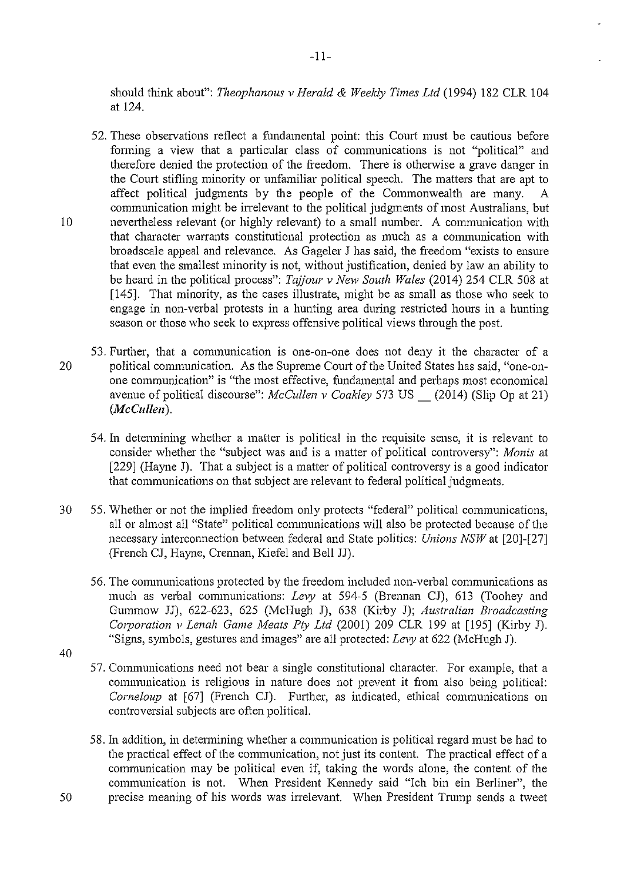should think about": *Theophanous v Herald & Weekly Times Ltd* (1994) 182 CLR 104 at 124.

52. These observations reflect a fundamental point: this Court must be cautious before forming a view that a particular class of communications is not "political" and therefore denied the protection of the freedom. There is otherwise a grave danger in the Court stifling minority or unfamiliar political speech. The matters that are apt to affect political judgments by the people of the Commonwealth are many. A communication might be irrelevant to the political judgments of most Australians, but nevertheless relevant (or highly relevant) to a small number. A communication with that character warrants constitutional protection as much as a communication with broadscale appeal and relevance. As Gageler J has said, the freedom "exists to ensure that even the smallest minority is not, without justification, denied by law an ability to be heard in the political process": *Tajjour v New South Wales* (2014) 254 CLR 508 at [145]. That minority, as the cases illustrate, might be as small as those who seek to engage in non-verbal protests in a hunting area during restricted hours in a hunting season or those who seek to express offensive political views through the post.

53. Further, that a communication is one-on-one does not deny it the character of a political communication. As the Supreme Court of the United States has said, "one-on-one communication" is "the most effective, fundamental and perhaps most economical avenue of political discourse": *McCullen v Coakley* 573 US __ (2014) (Slip Op at 21) (***McCullen***).

54. In determining whether a matter is political in the requisite sense, it is relevant to consider whether the "subject was and is a matter of political controversy": *Monis* at [229] (Hayne J). That a subject is a matter of political controversy is a good indicator that communications on that subject are relevant to federal political judgments.

55. Whether or not the implied freedom only protects "federal" political communications, all or almost all "State" political communications will also be protected because of the necessary interconnection between federal and State politics: *Unions NSW* at [20]-[27] (French CJ, Hayne, Crennan, Kiefel and Bell JJ).

56. The communications protected by the freedom included non-verbal communications as much as verbal communications: *Levy* at 594-5 (Brennan CJ), 613 (Toohey and Gummow JJ), 622-623, 625 (McHugh J), 638 (Kirby J); *Australian Broadcasting Corporation v Lenah Game Meats Pty Ltd* (2001) 209 CLR 199 at [195] (Kirby J). "Signs, symbols, gestures and images" are all protected: *Levy* at 622 (McHugh J).

57. Communications need not bear a single constitutional character. For example, that a communication is religious in nature does not prevent it from also being political: *Corneloup* at [67] (French CJ). Further, as indicated, ethical communications on controversial subjects are often political.

58. In addition, in determining whether a communication is political regard must be had to the practical effect of the communication, not just its content. The practical effect of a communication may be political even if, taking the words alone, the content of the communication is not. When President Kennedy said "Ich bin ein Berliner", the precise meaning of his words was irrelevant. When President Trump sends a tweet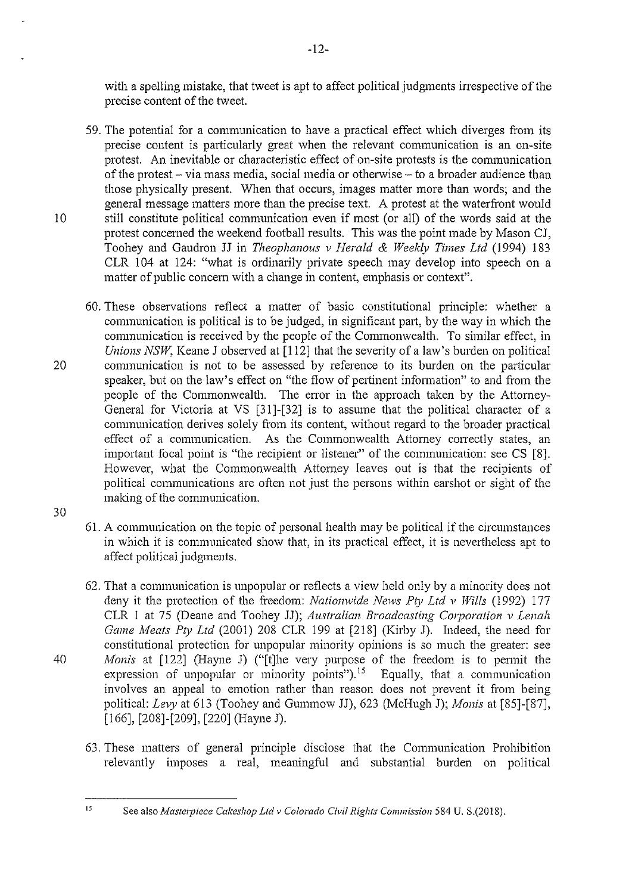with a spelling mistake, that tweet is apt to affect political judgments irrespective of the precise content of the tweet.

59. The potential for a communication to have a practical effect which diverges from its precise content is particularly great when the relevant communication is an on-site protest. An inevitable or characteristic effect of on-site protests is the communication of the protest – via mass media, social media or otherwise – to a broader audience than those physically present. When that occurs, images matter more than words; and the general message matters more than the precise text. A protest at the waterfront would still constitute political communication even if most (or all) of the words said at the protest concerned the weekend football results. This was the point made by Mason CJ, Toohey and Gaudron JJ in *Theophanous v Herald & Weekly Times Ltd* (1994) 183 CLR 104 at 124: "what is ordinarily private speech may develop into speech on a matter of public concern with a change in content, emphasis or context".

60. These observations reflect a matter of basic constitutional principle: whether a communication is political is to be judged, in significant part, by the way in which the communication is received by the people of the Commonwealth. To similar effect, in *Unions NSW*, Keane J observed at [112] that the severity of a law's burden on political communication is not to be assessed by reference to its burden on the particular speaker, but on the law's effect on "the flow of pertinent information" to and from the people of the Commonwealth. The error in the approach taken by the Attorney-General for Victoria at VS [31]-[32] is to assume that the political character of a communication derives solely from its content, without regard to the broader practical effect of a communication. As the Commonwealth Attorney correctly states, an important focal point is "the recipient or listener" of the communication: see CS [8]. However, what the Commonwealth Attorney leaves out is that the recipients of political communications are often not just the persons within earshot or sight of the making of the communication.

61. A communication on the topic of personal health may be political if the circumstances in which it is communicated show that, in its practical effect, it is nevertheless apt to affect political judgments.

62. That a communication is unpopular or reflects a view held only by a minority does not deny it the protection of the freedom: *Nationwide News Pty Ltd v Wills* (1992) 177 CLR 1 at 75 (Deane and Toohey JJ); *Australian Broadcasting Corporation v Lenah Game Meats Pty Ltd* (2001) 208 CLR 199 at [218] (Kirby J). Indeed, the need for constitutional protection for unpopular minority opinions is so much the greater: see *Monis* at [122] (Hayne J) ("[t]he very purpose of the freedom is to permit the expression of unpopular or minority points").[15] Equally, that a communication involves an appeal to emotion rather than reason does not prevent it from being political: *Levy* at 613 (Toohey and Gummow JJ), 623 (McHugh J); *Monis* at [85]-[87], [166], [208]-[209], [220] (Hayne J).

63. These matters of general principle disclose that the Communication Prohibition relevantly imposes a real, meaningful and substantial burden on political

---

[15] See also *Masterpiece Cakeshop Ltd v Colorado Civil Rights Commission* 584 U. S.(2018).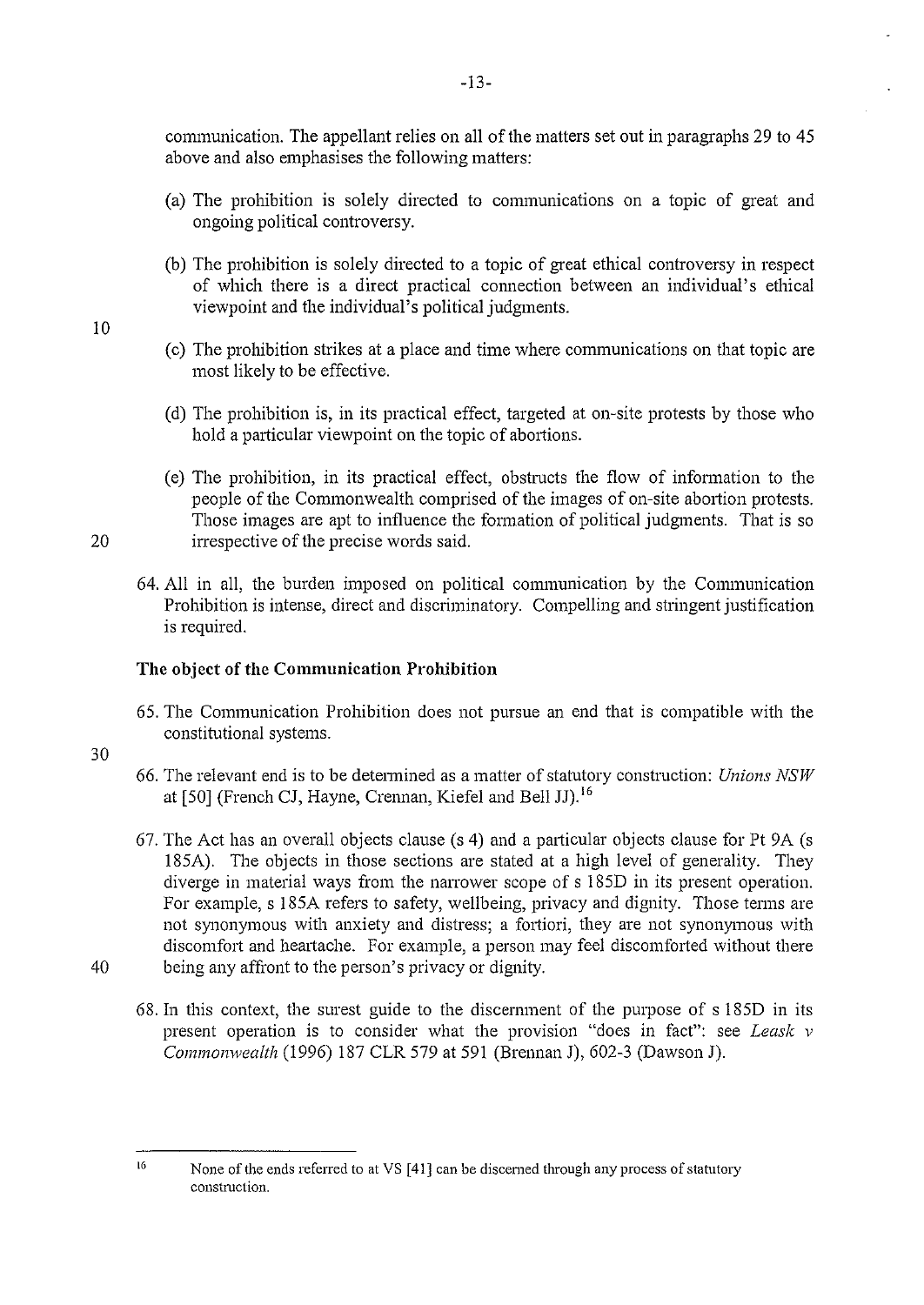communication. The appellant relies on all of the matters set out in paragraphs 29 to 45 above and also emphasises the following matters:

(a) The prohibition is solely directed to communications on a topic of great and ongoing political controversy.

(b) The prohibition is solely directed to a topic of great ethical controversy in respect of which there is a direct practical connection between an individual's ethical viewpoint and the individual's political judgments.

(c) The prohibition strikes at a place and time where communications on that topic are most likely to be effective.

(d) The prohibition is, in its practical effect, targeted at on-site protests by those who hold a particular viewpoint on the topic of abortions.

(e) The prohibition, in its practical effect, obstructs the flow of information to the people of the Commonwealth comprised of the images of on-site abortion protests. Those images are apt to influence the formation of political judgments. That is so irrespective of the precise words said.

64. All in all, the burden imposed on political communication by the Communication Prohibition is intense, direct and discriminatory. Compelling and stringent justification is required.

### The object of the Communication Prohibition

65. The Communication Prohibition does not pursue an end that is compatible with the constitutional systems.

66. The relevant end is to be determined as a matter of statutory construction: *Unions NSW* at [50] (French CJ, Hayne, Crennan, Kiefel and Bell JJ).[16]

67. The Act has an overall objects clause (s 4) and a particular objects clause for Pt 9A (s 185A). The objects in those sections are stated at a high level of generality. They diverge in material ways from the narrower scope of s 185D in its present operation. For example, s 185A refers to safety, wellbeing, privacy and dignity. Those terms are not synonymous with anxiety and distress; a fortiori, they are not synonymous with discomfort and heartache. For example, a person may feel discomforted without there being any affront to the person's privacy or dignity.

68. In this context, the surest guide to the discernment of the purpose of s 185D in its present operation is to consider what the provision "does in fact": see *Leask v Commonwealth* (1996) 187 CLR 579 at 591 (Brennan J), 602-3 (Dawson J).

---

[16] None of the ends referred to at VS [41] can be discerned through any process of statutory construction.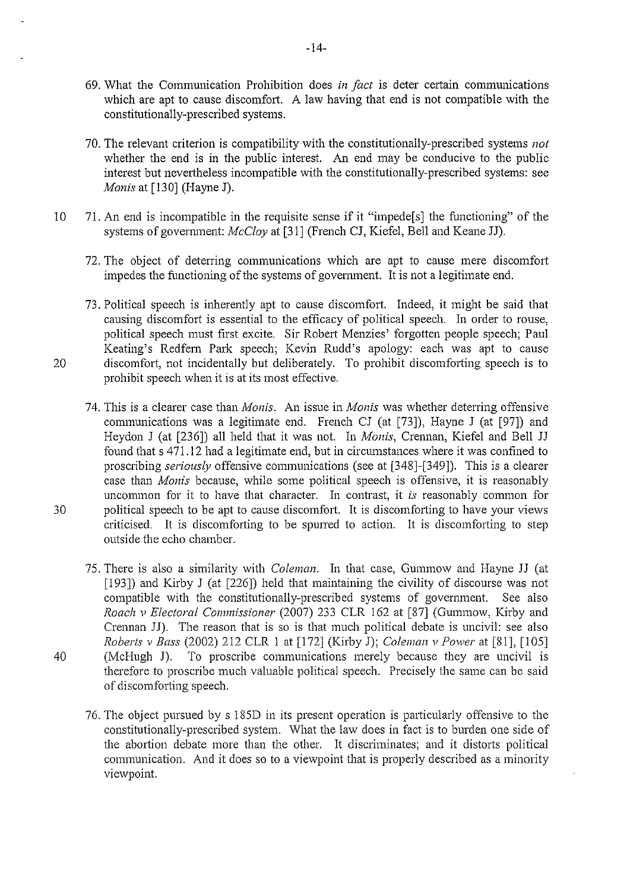69. What the Communication Prohibition does *in fact* is deter certain communications which are apt to cause discomfort. A law having that end is not compatible with the constitutionally-prescribed systems.

70. The relevant criterion is compatibility with the constitutionally-prescribed systems *not* whether the end is in the public interest. An end may be conducive to the public interest but nevertheless incompatible with the constitutionally-prescribed systems: see *Monis* at [130] (Hayne J).

71. An end is incompatible in the requisite sense if it "impede[s] the functioning" of the systems of government: *McCloy* at [31] (French CJ, Kiefel, Bell and Keane JJ).

72. The object of deterring communications which are apt to cause mere discomfort impedes the functioning of the systems of government. It is not a legitimate end.

73. Political speech is inherently apt to cause discomfort. Indeed, it might be said that causing discomfort is essential to the efficacy of political speech. In order to rouse, political speech must first excite. Sir Robert Menzies' forgotten people speech; Paul Keating's Redfern Park speech; Kevin Rudd's apology: each was apt to cause discomfort, not incidentally but deliberately. To prohibit discomforting speech is to prohibit speech when it is at its most effective.

74. This is a clearer case than *Monis*. An issue in *Monis* was whether deterring offensive communications was a legitimate end. French CJ (at [73]), Hayne J (at [97]) and Heydon J (at [236]) all held that it was not. In *Monis*, Crennan, Kiefel and Bell JJ found that s 471.12 had a legitimate end, but in circumstances where it was confined to proscribing *seriously* offensive communications (see at [348]-[349]). This is a clearer case than *Monis* because, while some political speech is offensive, it is reasonably uncommon for it to have that character. In contrast, it *is* reasonably common for political speech to be apt to cause discomfort. It is discomforting to have your views criticised. It is discomforting to be spurred to action. It is discomforting to step outside the echo chamber.

75. There is also a similarity with *Coleman*. In that case, Gummow and Hayne JJ (at [193]) and Kirby J (at [226]) held that maintaining the civility of discourse was not compatible with the constitutionally-prescribed systems of government. See also *Roach v Electoral Commissioner* (2007) 233 CLR 162 at [87] (Gummow, Kirby and Crennan JJ). The reason that is so is that much political debate is uncivil: see also *Roberts v Bass* (2002) 212 CLR 1 at [172] (Kirby J); *Coleman v Power* at [81], [105] (McHugh J). To proscribe communications merely because they are uncivil is therefore to proscribe much valuable political speech. Precisely the same can be said of discomforting speech.

76. The object pursued by s 185D in its present operation is particularly offensive to the constitutionally-prescribed system. What the law does in fact is to burden one side of the abortion debate more than the other. It discriminates; and it distorts political communication. And it does so to a viewpoint that is properly described as a minority viewpoint.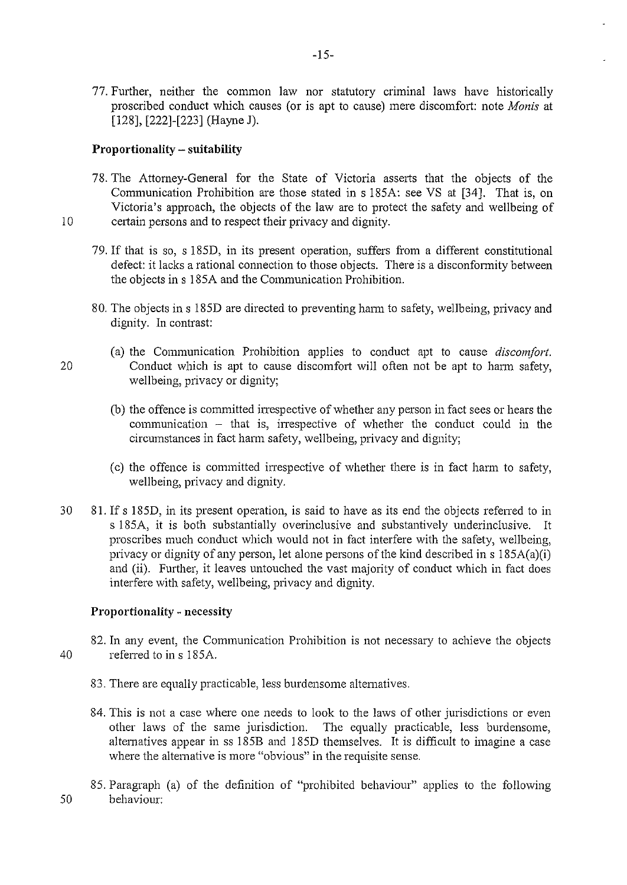77. Further, neither the common law nor statutory criminal laws have historically proscribed conduct which causes (or is apt to cause) mere discomfort: note *Monis* at [128], [222]-[223] (Hayne J).

**Proportionality – suitability**

78. The Attorney-General for the State of Victoria asserts that the objects of the Communication Prohibition are those stated in s 185A: see VS at [34]. That is, on Victoria's approach, the objects of the law are to protect the safety and wellbeing of certain persons and to respect their privacy and dignity.

79. If that is so, s 185D, in its present operation, suffers from a different constitutional defect: it lacks a rational connection to those objects. There is a disconformity between the objects in s 185A and the Communication Prohibition.

80. The objects in s 185D are directed to preventing harm to safety, wellbeing, privacy and dignity. In contrast:

    (a) the Communication Prohibition applies to conduct apt to cause *discomfort*. Conduct which is apt to cause discomfort will often not be apt to harm safety, wellbeing, privacy or dignity;

    (b) the offence is committed irrespective of whether any person in fact sees or hears the communication – that is, irrespective of whether the conduct could in the circumstances in fact harm safety, wellbeing, privacy and dignity;

    (c) the offence is committed irrespective of whether there is in fact harm to safety, wellbeing, privacy and dignity.

81. If s 185D, in its present operation, is said to have as its end the objects referred to in s 185A, it is both substantially overinclusive and substantively underinclusive. It proscribes much conduct which would not in fact interfere with the safety, wellbeing, privacy or dignity of any person, let alone persons of the kind described in s 185A(a)(i) and (ii). Further, it leaves untouched the vast majority of conduct which in fact does interfere with safety, wellbeing, privacy and dignity.

**Proportionality - necessity**

82. In any event, the Communication Prohibition is not necessary to achieve the objects referred to in s 185A.

83. There are equally practicable, less burdensome alternatives.

84. This is not a case where one needs to look to the laws of other jurisdictions or even other laws of the same jurisdiction. The equally practicable, less burdensome, alternatives appear in ss 185B and 185D themselves. It is difficult to imagine a case where the alternative is more "obvious" in the requisite sense.

85. Paragraph (a) of the definition of "prohibited behaviour" applies to the following behaviour: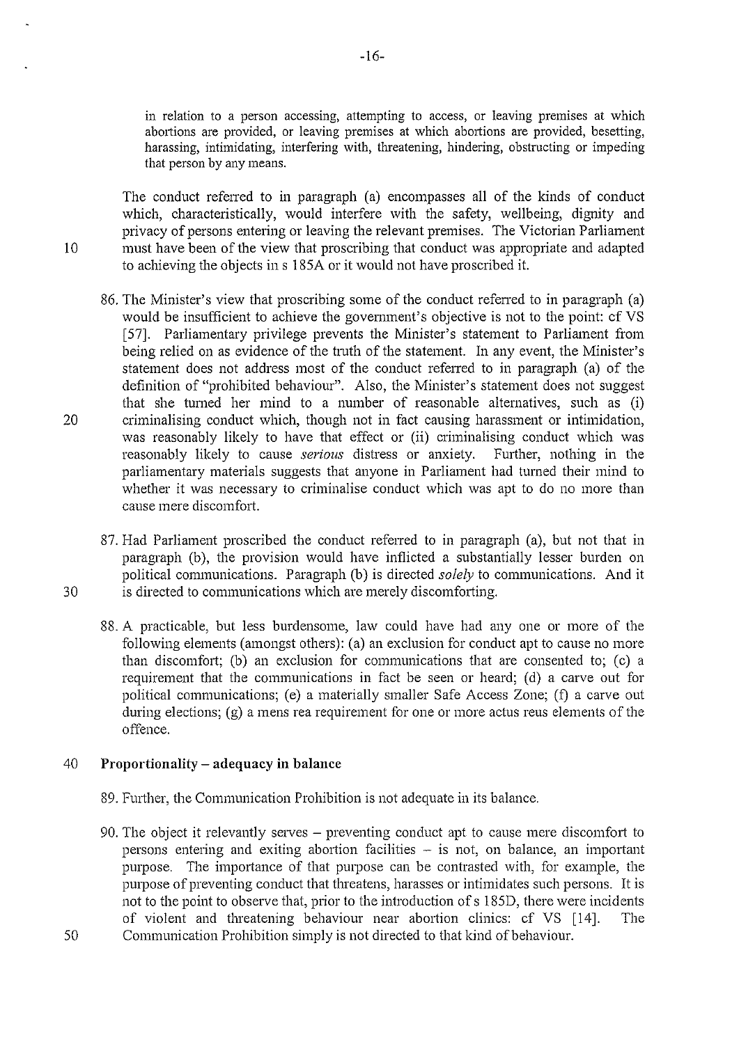in relation to a person accessing, attempting to access, or leaving premises at which abortions are provided, or leaving premises at which abortions are provided, besetting, harassing, intimidating, interfering with, threatening, hindering, obstructing or impeding that person by any means.

The conduct referred to in paragraph (a) encompasses all of the kinds of conduct which, characteristically, would interfere with the safety, wellbeing, dignity and privacy of persons entering or leaving the relevant premises. The Victorian Parliament must have been of the view that proscribing that conduct was appropriate and adapted to achieving the objects in s 185A or it would not have proscribed it.

86. The Minister's view that proscribing some of the conduct referred to in paragraph (a) would be insufficient to achieve the government's objective is not to the point: cf VS [57]. Parliamentary privilege prevents the Minister's statement to Parliament from being relied on as evidence of the truth of the statement. In any event, the Minister's statement does not address most of the conduct referred to in paragraph (a) of the definition of "prohibited behaviour". Also, the Minister's statement does not suggest that she turned her mind to a number of reasonable alternatives, such as (i) criminalising conduct which, though not in fact causing harassment or intimidation, was reasonably likely to have that effect or (ii) criminalising conduct which was reasonably likely to cause *serious* distress or anxiety. Further, nothing in the parliamentary materials suggests that anyone in Parliament had turned their mind to whether it was necessary to criminalise conduct which was apt to do no more than cause mere discomfort.

87. Had Parliament proscribed the conduct referred to in paragraph (a), but not that in paragraph (b), the provision would have inflicted a substantially lesser burden on political communications. Paragraph (b) is directed *solely* to communications. And it is directed to communications which are merely discomforting.

88. A practicable, but less burdensome, law could have had any one or more of the following elements (amongst others): (a) an exclusion for conduct apt to cause no more than discomfort; (b) an exclusion for communications that are consented to; (c) a requirement that the communications in fact be seen or heard; (d) a carve out for political communications; (e) a materially smaller Safe Access Zone; (f) a carve out during elections; (g) a mens rea requirement for one or more actus reus elements of the offence.

**Proportionality – adequacy in balance**

89. Further, the Communication Prohibition is not adequate in its balance.

90. The object it relevantly serves – preventing conduct apt to cause mere discomfort to persons entering and exiting abortion facilities – is not, on balance, an important purpose. The importance of that purpose can be contrasted with, for example, the purpose of preventing conduct that threatens, harasses or intimidates such persons. It is not to the point to observe that, prior to the introduction of s 185D, there were incidents of violent and threatening behaviour near abortion clinics: cf VS [14]. The Communication Prohibition simply is not directed to that kind of behaviour.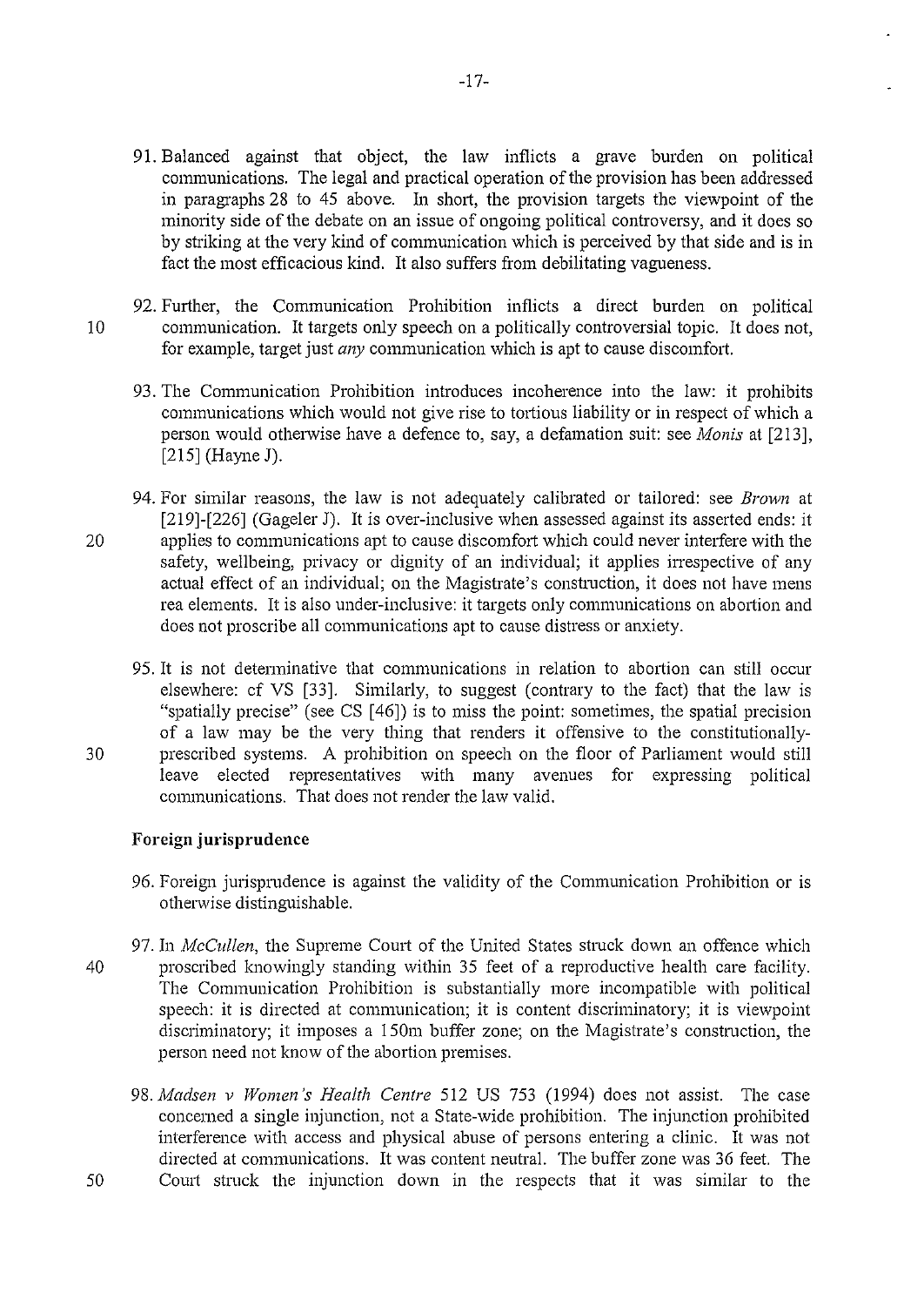91. Balanced against that object, the law inflicts a grave burden on political communications. The legal and practical operation of the provision has been addressed in paragraphs 28 to 45 above. In short, the provision targets the viewpoint of the minority side of the debate on an issue of ongoing political controversy, and it does so by striking at the very kind of communication which is perceived by that side and is in fact the most efficacious kind. It also suffers from debilitating vagueness.

92. Further, the Communication Prohibition inflicts a direct burden on political communication. It targets only speech on a politically controversial topic. It does not, for example, target just *any* communication which is apt to cause discomfort.

93. The Communication Prohibition introduces incoherence into the law: it prohibits communications which would not give rise to tortious liability or in respect of which a person would otherwise have a defence to, say, a defamation suit: see *Monis* at [213], [215] (Hayne J).

94. For similar reasons, the law is not adequately calibrated or tailored: see *Brown* at [219]-[226] (Gageler J). It is over-inclusive when assessed against its asserted ends: it applies to communications apt to cause discomfort which could never interfere with the safety, wellbeing, privacy or dignity of an individual; it applies irrespective of any actual effect of an individual; on the Magistrate's construction, it does not have mens rea elements. It is also under-inclusive: it targets only communications on abortion and does not proscribe all communications apt to cause distress or anxiety.

95. It is not determinative that communications in relation to abortion can still occur elsewhere: cf VS [33]. Similarly, to suggest (contrary to the fact) that the law is "spatially precise" (see CS [46]) is to miss the point: sometimes, the spatial precision of a law may be the very thing that renders it offensive to the constitutionally-prescribed systems. A prohibition on speech on the floor of Parliament would still leave elected representatives with many avenues for expressing political communications. That does not render the law valid.

### Foreign jurisprudence

96. Foreign jurisprudence is against the validity of the Communication Prohibition or is otherwise distinguishable.

97. In *McCullen*, the Supreme Court of the United States struck down an offence which proscribed knowingly standing within 35 feet of a reproductive health care facility. The Communication Prohibition is substantially more incompatible with political speech: it is directed at communication; it is content discriminatory; it is viewpoint discriminatory; it imposes a 150m buffer zone; on the Magistrate's construction, the person need not know of the abortion premises.

98. *Madsen v Women's Health Centre* 512 US 753 (1994) does not assist. The case concerned a single injunction, not a State-wide prohibition. The injunction prohibited interference with access and physical abuse of persons entering a clinic. It was not directed at communications. It was content neutral. The buffer zone was 36 feet. The Court struck the injunction down in the respects that it was similar to the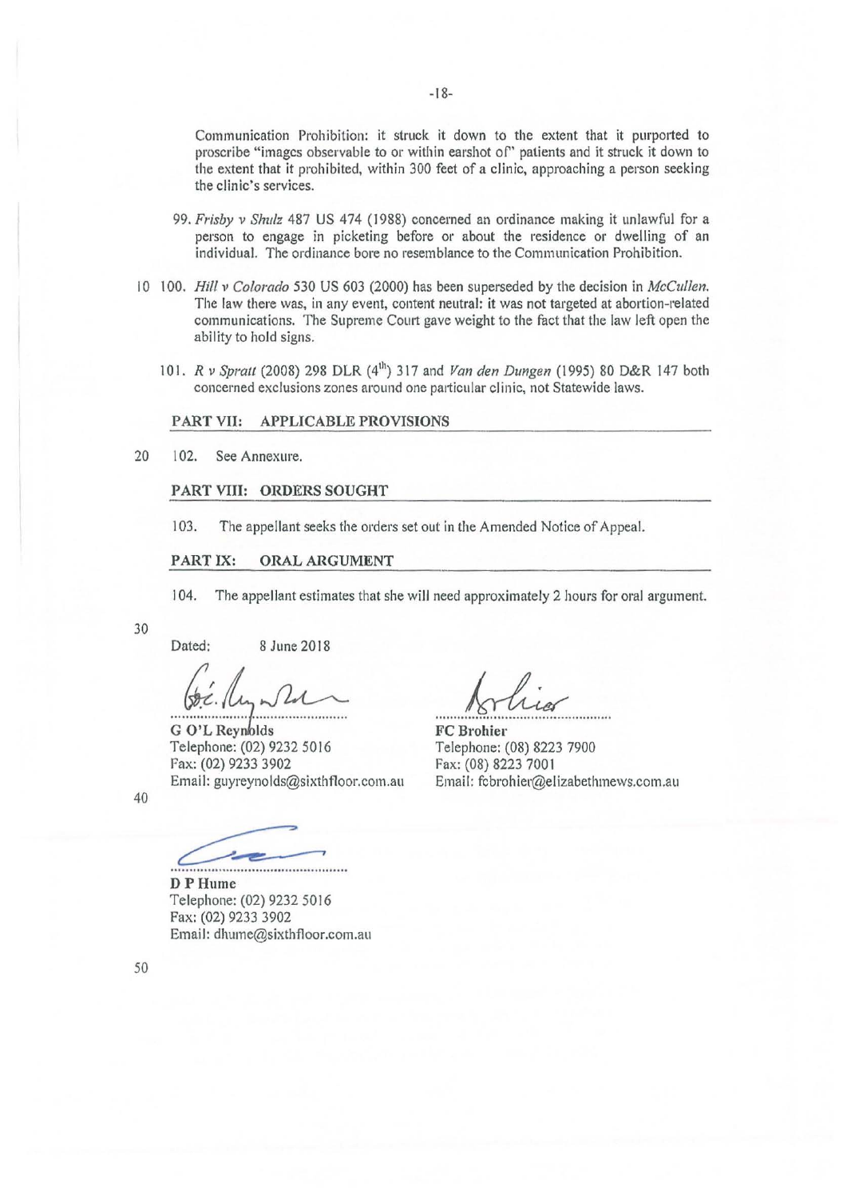Communication Prohibition: it struck it down to the extent that it purported to proscribe "images observable to or within earshot of" patients and it struck it down to the extent that it prohibited, within 300 feet of a clinic, approaching a person seeking the clinic's services.

99. *Frisby v Shulz* 487 US 474 (1988) concerned an ordinance making it unlawful for a person to engage in picketing before or about the residence or dwelling of an individual. The ordinance bore no resemblance to the Communication Prohibition.

100. *Hill v Colorado* 530 US 603 (2000) has been superseded by the decision in *McCullen*. The law there was, in any event, content neutral: it was not targeted at abortion-related communications. The Supreme Court gave weight to the fact that the law left open the ability to hold signs.

101. *R v Spratt* (2008) 298 DLR (4th) 317 and *Van den Dungen* (1995) 80 D&R 147 both concerned exclusions zones around one particular clinic, not Statewide laws.

## PART VII: APPLICABLE PROVISIONS

102. See Annexure.

## PART VIII: ORDERS SOUGHT

103. The appellant seeks the orders set out in the Amended Notice of Appeal.

## PART IX: ORAL ARGUMENT

104. The appellant estimates that she will need approximately 2 hours for oral argument.

Dated: 8 June 2018

**G O'L Reynolds**
Telephone: (02) 9232 5016
Fax: (02) 9233 3902
Email: guyreynolds@sixthfloor.com.au

**FC Brohier**
Telephone: (08) 8223 7900
Fax: (08) 8223 7001
Email: fcbrohier@elizabethmews.com.au

**D P Hume**
Telephone: (02) 9232 5016
Fax: (02) 9233 3902
Email: dhume@sixthfloor.com.au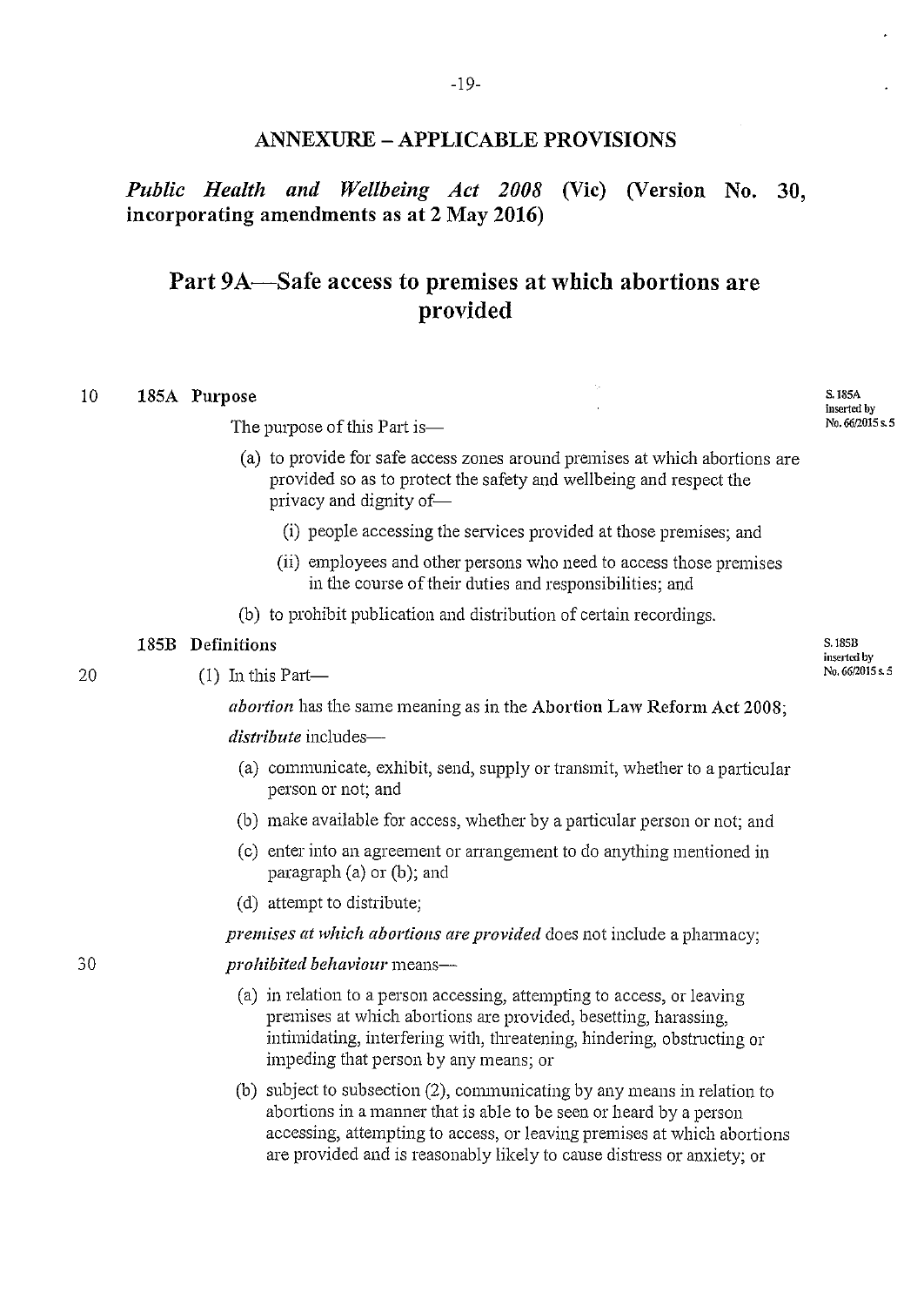## ANNEXURE – APPLICABLE PROVISIONS

### *Public Health and Wellbeing Act 2008* (Vic) (Version No. 30, incorporating amendments as at 2 May 2016)

# Part 9A—Safe access to premises at which abortions are provided

**185A Purpose**

S. 185A inserted by No. 66/2015 s. 5

The purpose of this Part is—

(a) to provide for safe access zones around premises at which abortions are provided so as to protect the safety and wellbeing and respect the privacy and dignity of—

(i) people accessing the services provided at those premises; and

(ii) employees and other persons who need to access those premises in the course of their duties and responsibilities; and

(b) to prohibit publication and distribution of certain recordings.

**185B Definitions**

S. 185B inserted by No. 66/2015 s. 5

(1) In this Part—

***abortion*** has the same meaning as in the **Abortion Law Reform Act 2008**;

***distribute*** includes—

(a) communicate, exhibit, send, supply or transmit, whether to a particular person or not; and

(b) make available for access, whether by a particular person or not; and

(c) enter into an agreement or arrangement to do anything mentioned in paragraph (a) or (b); and

(d) attempt to distribute;

***premises at which abortions are provided*** does not include a pharmacy;

***prohibited behaviour*** means—

(a) in relation to a person accessing, attempting to access, or leaving premises at which abortions are provided, besetting, harassing, intimidating, interfering with, threatening, hindering, obstructing or impeding that person by any means; or

(b) subject to subsection (2), communicating by any means in relation to abortions in a manner that is able to be seen or heard by a person accessing, attempting to access, or leaving premises at which abortions are provided and is reasonably likely to cause distress or anxiety; or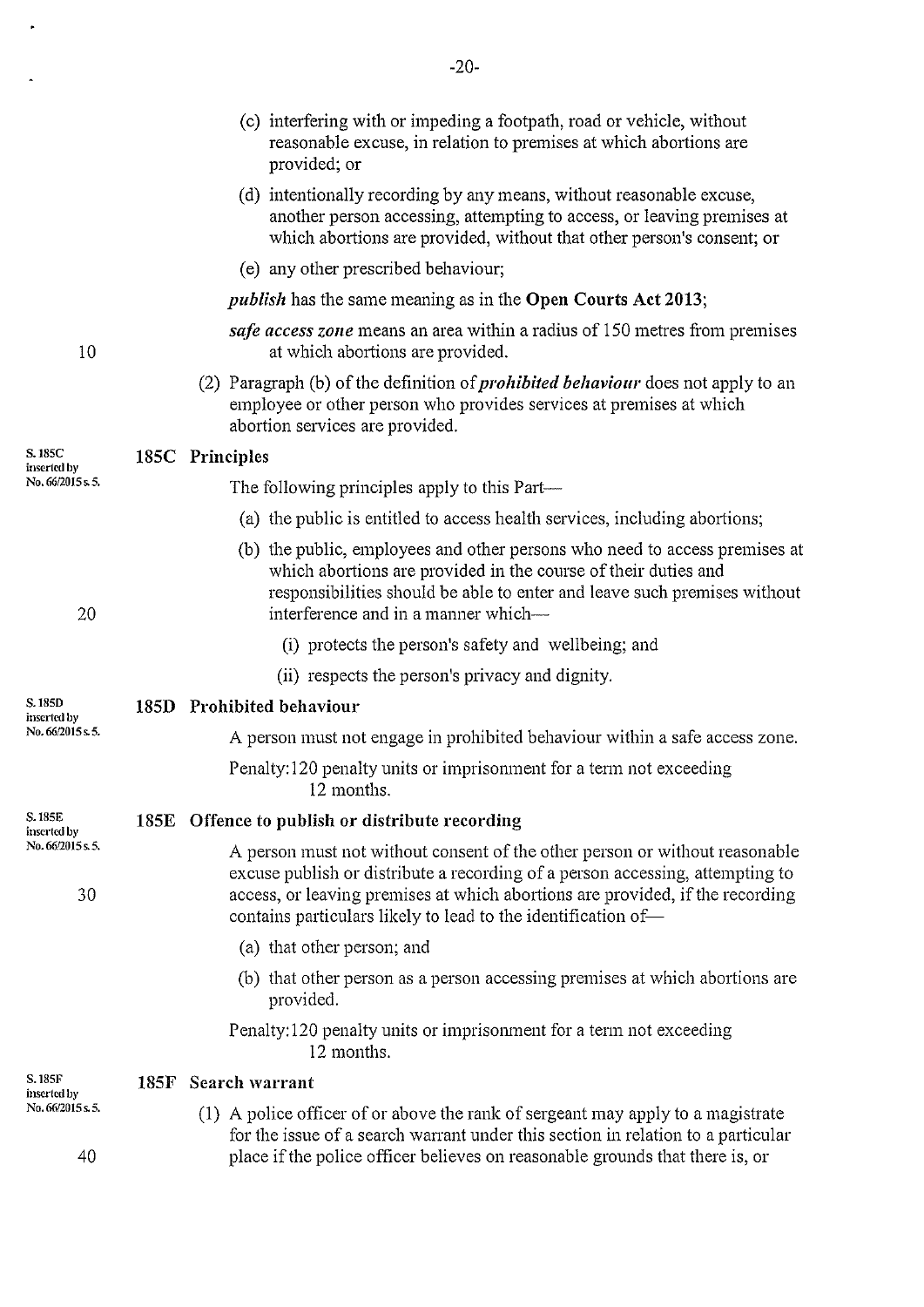(c) interfering with or impeding a footpath, road or vehicle, without reasonable excuse, in relation to premises at which abortions are provided; or

(d) intentionally recording by any means, without reasonable excuse, another person accessing, attempting to access, or leaving premises at which abortions are provided, without that other person's consent; or

(e) any other prescribed behaviour;

***publish*** has the same meaning as in the **Open Courts Act 2013**;

***safe access zone*** means an area within a radius of 150 metres from premises at which abortions are provided.

(2) Paragraph (b) of the definition of ***prohibited behaviour*** does not apply to an employee or other person who provides services at premises at which abortion services are provided.

S. 185C inserted by No. 66/2015 s. 5.

### 185C Principles

The following principles apply to this Part—

(a) the public is entitled to access health services, including abortions;

(b) the public, employees and other persons who need to access premises at which abortions are provided in the course of their duties and responsibilities should be able to enter and leave such premises without interference and in a manner which—

(i) protects the person's safety and wellbeing; and

(ii) respects the person's privacy and dignity.

S. 185D inserted by No. 66/2015 s. 5.

### 185D Prohibited behaviour

A person must not engage in prohibited behaviour within a safe access zone.

Penalty: 120 penalty units or imprisonment for a term not exceeding 12 months.

S. 185E inserted by No. 66/2015 s. 5.

### 185E Offence to publish or distribute recording

A person must not without consent of the other person or without reasonable excuse publish or distribute a recording of a person accessing, attempting to access, or leaving premises at which abortions are provided, if the recording contains particulars likely to lead to the identification of—

(a) that other person; and

(b) that other person as a person accessing premises at which abortions are provided.

Penalty: 120 penalty units or imprisonment for a term not exceeding 12 months.

S. 185F inserted by No. 66/2015 s. 5.

### 185F Search warrant

(1) A police officer of or above the rank of sergeant may apply to a magistrate for the issue of a search warrant under this section in relation to a particular place if the police officer believes on reasonable grounds that there is, or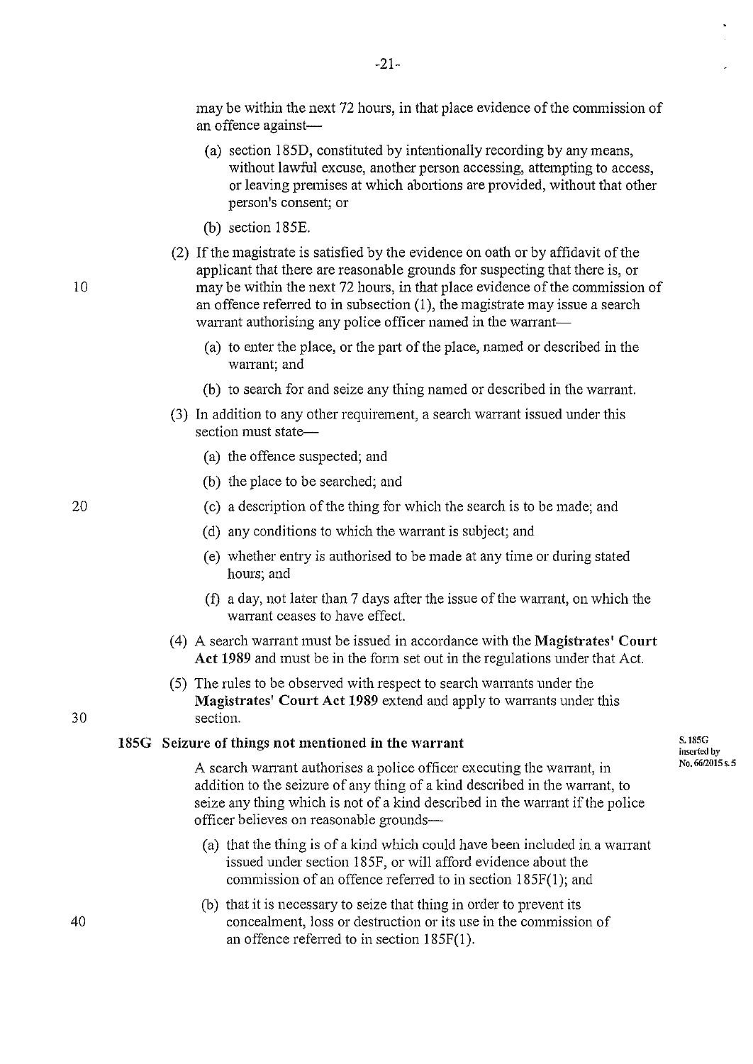may be within the next 72 hours, in that place evidence of the commission of an offence against—

(a) section 185D, constituted by intentionally recording by any means, without lawful excuse, another person accessing, attempting to access, or leaving premises at which abortions are provided, without that other person's consent; or

(b) section 185E.

(2) If the magistrate is satisfied by the evidence on oath or by affidavit of the applicant that there are reasonable grounds for suspecting that there is, or may be within the next 72 hours, in that place evidence of the commission of an offence referred to in subsection (1), the magistrate may issue a search warrant authorising any police officer named in the warrant—

(a) to enter the place, or the part of the place, named or described in the warrant; and

(b) to search for and seize any thing named or described in the warrant.

(3) In addition to any other requirement, a search warrant issued under this section must state—

(a) the offence suspected; and

(b) the place to be searched; and

(c) a description of the thing for which the search is to be made; and

(d) any conditions to which the warrant is subject; and

(e) whether entry is authorised to be made at any time or during stated hours; and

(f) a day, not later than 7 days after the issue of the warrant, on which the warrant ceases to have effect.

(4) A search warrant must be issued in accordance with the **Magistrates' Court Act 1989** and must be in the form set out in the regulations under that Act.

(5) The rules to be observed with respect to search warrants under the **Magistrates' Court Act 1989** extend and apply to warrants under this section.

### 185G Seizure of things not mentioned in the warrant

S. 185G inserted by No. 66/2015 s. 5

A search warrant authorises a police officer executing the warrant, in addition to the seizure of any thing of a kind described in the warrant, to seize any thing which is not of a kind described in the warrant if the police officer believes on reasonable grounds—

(a) that the thing is of a kind which could have been included in a warrant issued under section 185F, or will afford evidence about the commission of an offence referred to in section 185F(1); and

(b) that it is necessary to seize that thing in order to prevent its concealment, loss or destruction or its use in the commission of an offence referred to in section 185F(1).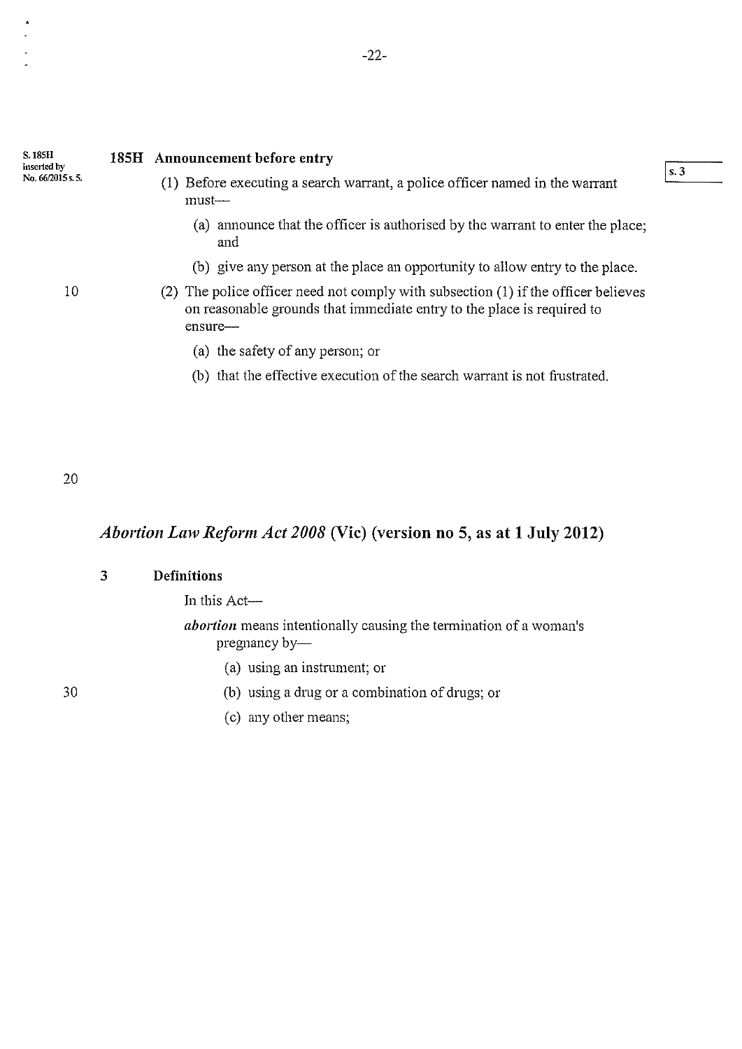S. 185H inserted by No. 66/2015 s. 5.

### 185H Announcement before entry

(1) Before executing a search warrant, a police officer named in the warrant must—

(a) announce that the officer is authorised by the warrant to enter the place; and

(b) give any person at the place an opportunity to allow entry to the place.

(2) The police officer need not comply with subsection (1) if the officer believes on reasonable grounds that immediate entry to the place is required to ensure—

(a) the safety of any person; or

(b) that the effective execution of the search warrant is not frustrated.

## *Abortion Law Reform Act 2008* (Vic) (version no 5, as at 1 July 2012)

s. 3

### 3 Definitions

In this Act—

***abortion*** means intentionally causing the termination of a woman's pregnancy by—

(a) using an instrument; or

(b) using a drug or a combination of drugs; or

(c) any other means;